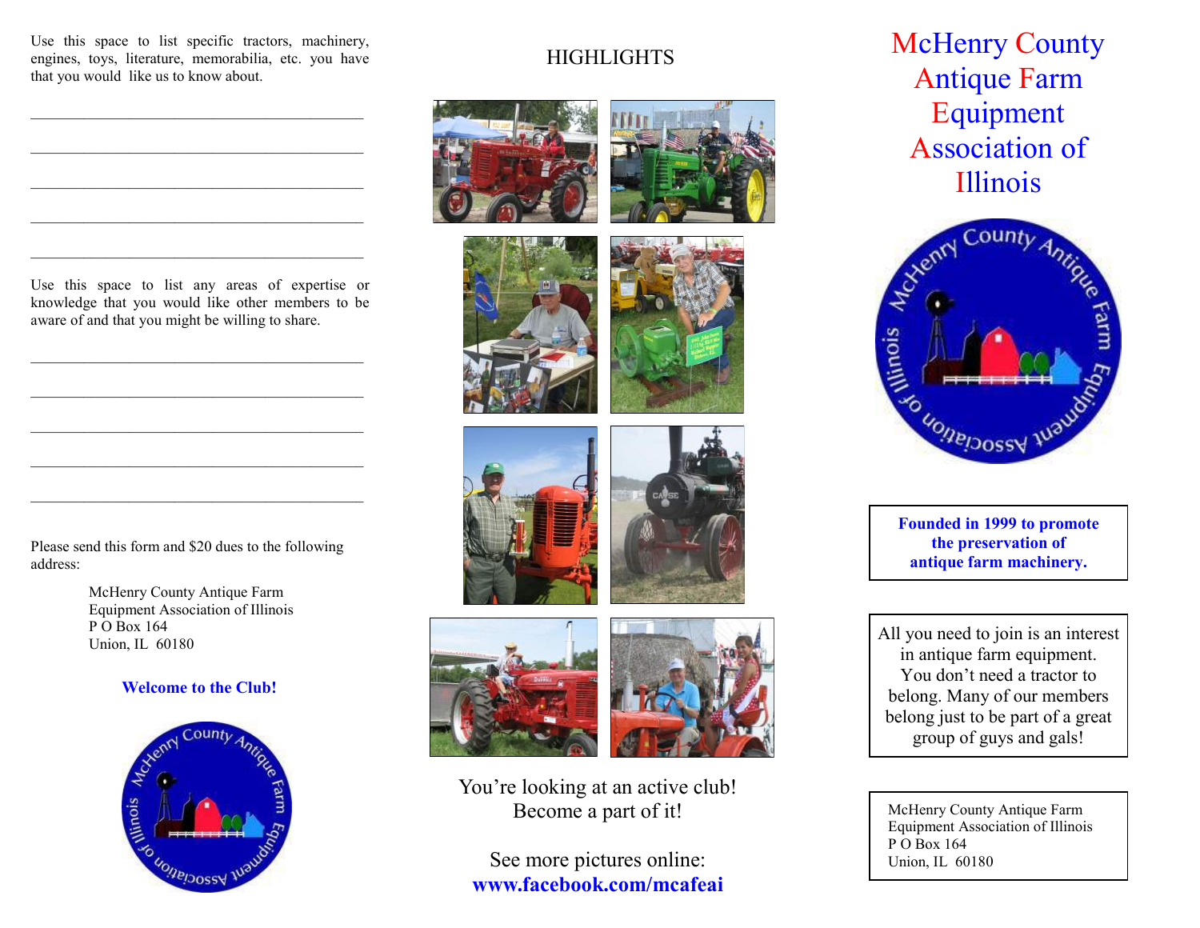Use this space to list specific tractors, machinery, engines, toys, literature, memorabilia, etc. you have that you would like us to know about.

\_\_\_\_\_\_\_\_\_\_\_\_\_\_\_\_\_\_\_\_\_\_\_\_\_\_\_\_\_\_\_\_\_\_\_\_\_\_\_\_\_\_\_\_

\_\_\_\_\_\_\_\_\_\_\_\_\_\_\_\_\_\_\_\_\_\_\_\_\_\_\_\_\_\_\_\_\_\_\_\_\_\_\_\_\_\_\_\_

\_\_\_\_\_\_\_\_\_\_\_\_\_\_\_\_\_\_\_\_\_\_\_\_\_\_\_\_\_\_\_\_\_\_\_\_\_\_\_\_\_\_\_\_

\_\_\_\_\_\_\_\_\_\_\_\_\_\_\_\_\_\_\_\_\_\_\_\_\_\_\_\_\_\_\_\_\_\_\_\_\_\_\_\_\_\_\_\_

\_\_\_\_\_\_\_\_\_\_\_\_\_\_\_\_\_\_\_\_\_\_\_\_\_\_\_\_\_\_\_\_\_\_\_\_\_\_\_\_\_\_\_\_

Use this space to list any areas of expertise or knowledge that you would like other members to be aware of and that you might be willing to share.

\_\_\_\_\_\_\_\_\_\_\_\_\_\_\_\_\_\_\_\_\_\_\_\_\_\_\_\_\_\_\_\_\_\_\_\_\_\_\_\_\_\_\_\_

\_\_\_\_\_\_\_\_\_\_\_\_\_\_\_\_\_\_\_\_\_\_\_\_\_\_\_\_\_\_\_\_\_\_\_\_\_\_\_\_\_\_\_\_

\_\_\_\_\_\_\_\_\_\_\_\_\_\_\_\_\_\_\_\_\_\_\_\_\_\_\_\_\_\_\_\_\_\_\_\_\_\_\_\_\_\_\_\_

\_\_\_\_\_\_\_\_\_\_\_\_\_\_\_\_\_\_\_\_\_\_\_\_\_\_\_\_\_\_\_\_\_\_\_\_\_\_\_\_\_\_\_\_

\_\_\_\_\_\_\_\_\_\_\_\_\_\_\_\_\_\_\_\_\_\_\_\_\_\_\_\_\_\_\_\_\_\_\_\_\_\_\_\_\_\_\_\_

Please send this form and $20 dues to the following address:

McHenry County Antique Farm
Equipment Association of Illinois
P O Box 164
Union, IL 60180

**Welcome to the Club!**

## HIGHLIGHTS

You're looking at an active club!
Become a part of it!

See more pictures online:
**www.facebook.com/mcafeai**

# McHenry County Antique Farm Equipment Association of Illinois

**Founded in 1999 to promote the preservation of antique farm machinery.**

All you need to join is an interest in antique farm equipment. You don't need a tractor to belong. Many of our members belong just to be part of a great group of guys and gals!

McHenry County Antique Farm
Equipment Association of Illinois
P O Box 164
Union, IL 60180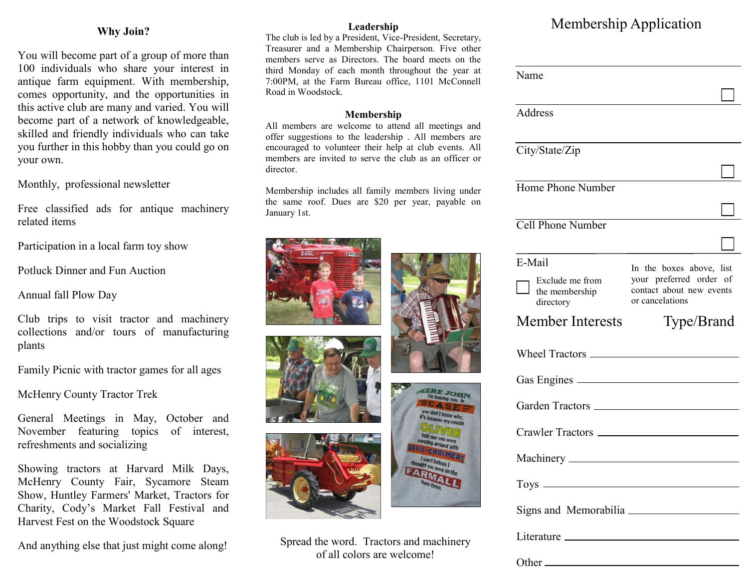## Why Join?

You will become part of a group of more than 100 individuals who share your interest in antique farm equipment. With membership, comes opportunity, and the opportunities in this active club are many and varied. You will become part of a network of knowledgeable, skilled and friendly individuals who can take you further in this hobby than you could go on your own.

Monthly, professional newsletter

Free classified ads for antique machinery related items

Participation in a local farm toy show

Potluck Dinner and Fun Auction

Annual fall Plow Day

Club trips to visit tractor and machinery collections and/or tours of manufacturing plants

Family Picnic with tractor games for all ages

McHenry County Tractor Trek

General Meetings in May, October and November featuring topics of interest, refreshments and socializing

Showing tractors at Harvard Milk Days, McHenry County Fair, Sycamore Steam Show, Huntley Farmers' Market, Tractors for Charity, Cody's Market Fall Festival and Harvest Fest on the Woodstock Square

And anything else that just might come along!

## Leadership

The club is led by a President, Vice-President, Secretary, Treasurer and a Membership Chairperson. Five other members serve as Directors. The board meets on the third Monday of each month throughout the year at 7:00PM, at the Farm Bureau office, 1101 McConnell Road in Woodstock.

## Membership

All members are welcome to attend all meetings and offer suggestions to the leadership . All members are encouraged to volunteer their help at club events. All members are invited to serve the club as an officer or director.

Membership includes all family members living under the same roof. Dues are $20 per year, payable on January 1st.

Spread the word. Tractors and machinery of all colors are welcome!

# Membership Application

Name ☐

Address

City/State/Zip ☐

Home Phone Number ☐

Cell Phone Number ☐

E-Mail

☐ Exclude me from the membership directory

In the boxes above, list your preferred order of contact about new events or cancelations

## Member Interests — Type/Brand

Wheel Tractors ____________________

Gas Engines ____________________

Garden Tractors ____________________

Crawler Tractors ____________________

Machinery ____________________

Toys ____________________

Signs and Memorabilia ____________________

Literature ____________________

Other ____________________